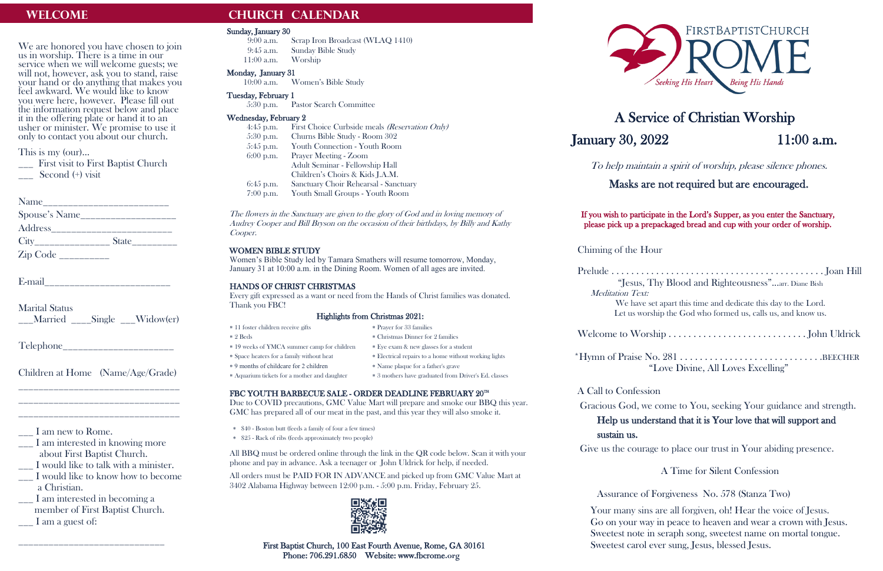## WELCOME

We are honored you have chosen to join us in worship. There is a time in our service when we will welcome guests; we will not, however, ask you to stand, raise your hand or do anything that makes you feel awkward. We would like to know you were here, however. Please fill out the information request below and place it in the offering plate or hand it to an usher or minister. We promise to use it only to contact you about our church.

This is my (our)...

___ First visit to First Baptist Church
___ Second (+) visit

Name________________________
Spouse's Name__________________
Address______________________
City______________ State________
Zip Code _________

E-mail_______________________

Marital Status
___Married ____Single ___Widow(er)

Telephone____________________

Children at Home (Name/Age/Grade)
______________________________
______________________________
______________________________

___ I am new to Rome.
___ I am interested in knowing more about First Baptist Church.
___ I would like to talk with a minister.
___ I would like to know how to become a Christian.
___ I am interested in becoming a member of First Baptist Church.
___ I am a guest of:
____________________________

## CHURCH CALENDAR

**Sunday, January 30**

| | |
|---|---|
| 9:00 a.m. | Scrap Iron Broadcast (WLAQ 1410) |
| 9:45 a.m. | Sunday Bible Study |
| 11:00 a.m. | Worship |

**Monday, January 31**

| | |
|---|---|
| 10:00 a.m. | Women's Bible Study |

**Tuesday, February 1**

| | |
|---|---|
| 5:30 p.m. | Pastor Search Committee |

**Wednesday, February 2**

| | |
|---|---|
| 4:45 p.m. | First Choice Curbside meals *(Reservation Only)* |
| 5:30 p.m. | Churns Bible Study - Room 302 |
| 5:45 p.m. | Youth Connection - Youth Room |
| 6:00 p.m. | Prayer Meeting - Zoom |
| | Adult Seminar - Fellowship Hall |
| | Children's Choirs & Kids J.A.M. |
| 6:45 p.m. | Sanctuary Choir Rehearsal - Sanctuary |
| 7:00 p.m. | Youth Small Groups - Youth Room |

*The flowers in the Sanctuary are given to the glory of God and in loving memory of Audrey Cooper and Bill Bryson on the occasion of their birthdays, by Billy and Kathy Cooper.*

### WOMEN BIBLE STUDY

Women's Bible Study led by Tamara Smathers will resume tomorrow, Monday, January 31 at 10:00 a.m. in the Dining Room. Women of all ages are invited.

### HANDS OF CHRIST CHRISTMAS

Every gift expressed as a want or need from the Hands of Christ families was donated. Thank you FBC!

**Highlights from Christmas 2021:**

* 11 foster children receive gifts
* 2 Beds
* 19 weeks of YMCA summer camp for children
* Space heaters for a family without heat
* 9 months of childcare for 2 children
* Aquarium tickets for a mother and daughter
* Prayer for 33 families
* Christmas Dinner for 2 families
* Eye exam & new glasses for a student
* Electrical repairs to a home without working lights
* Name plaque for a father's grave
* 3 mothers have graduated from Driver's Ed. classes

### FBC YOUTH BARBECUE SALE - ORDER DEADLINE FEBRUARY 20TH

Due to COVID precautions, GMC Value Mart will prepare and smoke our BBQ this year. GMC has prepared all of our meat in the past, and this year they will also smoke it.

* $40 - Boston butt (feeds a family of four a few times)
* $25 - Rack of ribs (feeds approximately two people)

All BBQ must be ordered online through the link in the QR code below. Scan it with your phone and pay in advance. Ask a teenager or John Uldrick for help, if needed.

All orders must be PAID FOR IN ADVANCE and picked up from GMC Value Mart at 3402 Alabama Highway between 12:00 p.m. - 5:00 p.m. Friday, February 25.

First Baptist Church, 100 East Fourth Avenue, Rome, GA 30161
Phone: 706.291.6850 Website: www.fbcrome.org

FIRSTBAPTISTCHURCH ROME
*Seeking His Heart Being His Hands*

# A Service of Christian Worship

**January 30, 2022 — 11:00 a.m.**

*To help maintain a spirit of worship, please silence phones.*

Masks are not required but are encouraged.

If you wish to participate in the Lord's Supper, as you enter the Sanctuary, please pick up a prepackaged bread and cup with your order of worship.

Chiming of the Hour

Prelude . . . . . . . . . . . . . . . . . . . . Joan Hill
"Jesus, Thy Blood and Righteousness"...arr. Diane Bish

*Meditation Text:*
We have set apart this time and dedicate this day to the Lord.
Let us worship the God who formed us, calls us, and know us.

Welcome to Worship . . . . . . . . . . . . . . John Uldrick

*Hymn of Praise No. 281 . . . . . . . . . . . . . . BEECHER
"Love Divine, All Loves Excelling"

A Call to Confession

Gracious God, we come to You, seeking Your guidance and strength.

**Help us understand that it is Your love that will support and sustain us.**

Give us the courage to place our trust in Your abiding presence.

A Time for Silent Confession

Assurance of Forgiveness No. 578 (Stanza Two)

Your many sins are all forgiven, oh! Hear the voice of Jesus.
Go on your way in peace to heaven and wear a crown with Jesus.
Sweetest note in seraph song, sweetest name on mortal tongue.
Sweetest carol ever sung, Jesus, blessed Jesus.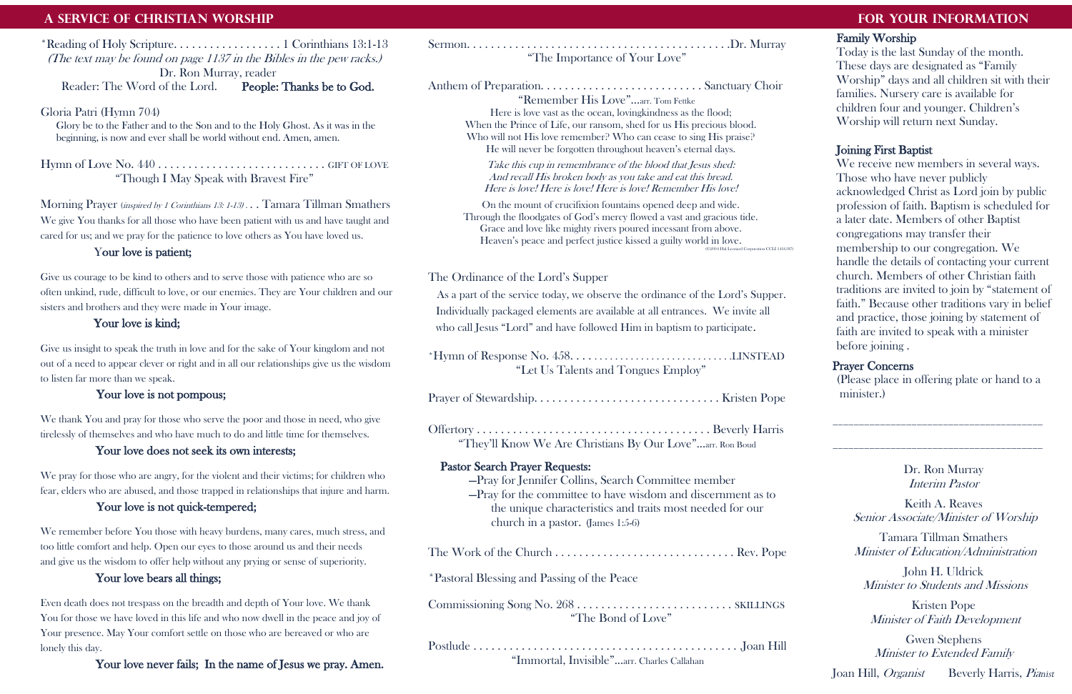## A SERVICE OF CHRISTIAN WORSHIP

*Reading of Holy Scripture. . . . . . . . . . . . . . . . . . 1 Corinthians 13:1-13
*(The text may be found on page 1137 in the Bibles in the pew racks.)*
Dr. Ron Murray, reader
Reader: The Word of the Lord. **People: Thanks be to God.**

Gloria Patri (Hymn 704)
Glory be to the Father and to the Son and to the Holy Ghost. As it was in the beginning, is now and ever shall be world without end. Amen, amen.

Hymn of Love No. 440 . . . . . . . . . . . . . . . . . . . . . . . . . . . GIFT OF LOVE
"Though I May Speak with Bravest Fire"

Morning Prayer (*inspired by 1 Corinthians 13: 1-13*) . . . Tamara Tillman Smathers
We give You thanks for all those who have been patient with us and have taught and cared for us; and we pray for the patience to love others as You have loved us.

**Your love is patient;**

Give us courage to be kind to others and to serve those with patience who are so often unkind, rude, difficult to love, or our enemies. They are Your children and our sisters and brothers and they were made in Your image.

**Your love is kind;**

Give us insight to speak the truth in love and for the sake of Your kingdom and not out of a need to appear clever or right and in all our relationships give us the wisdom to listen far more than we speak.

**Your love is not pompous;**

We thank You and pray for those who serve the poor and those in need, who give tirelessly of themselves and who have much to do and little time for themselves.

**Your love does not seek its own interests;**

We pray for those who are angry, for the violent and their victims; for children who fear, elders who are abused, and those trapped in relationships that injure and harm.

**Your love is not quick-tempered;**

We remember before You those with heavy burdens, many cares, much stress, and too little comfort and help. Open our eyes to those around us and their needs and give us the wisdom to offer help without any prying or sense of superiority.

**Your love bears all things;**

Even death does not trespass on the breadth and depth of Your love. We thank You for those we have loved in this life and who now dwell in the peace and joy of Your presence. May Your comfort settle on those who are bereaved or who are lonely this day.

**Your love never fails; In the name of Jesus we pray. Amen.**

Sermon. . . . . . . . . . . . . . . . . . . . . . . . . . . . . . . . . . . . . . . . . . . .Dr. Murray
"The Importance of Your Love"

Anthem of Preparation. . . . . . . . . . . . . . . . . . . . . . . . . . . Sanctuary Choir
"Remember His Love"...arr. Tom Fettke

Here is love vast as the ocean, lovingkindness as the flood;
When the Prince of Life, our ransom, shed for us His precious blood.
Who will not His love remember? Who can cease to sing His praise?
He will never be forgotten throughout heaven's eternal days.

*Take this cup in remembrance of the blood that Jesus shed:*
*And recall His broken body as you take and eat this bread.*
*Here is love! Here is love! Here is love! Remember His love!*

On the mount of crucifixion fountains opened deep and wide.
Through the floodgates of God's mercy flowed a vast and gracious tide.
Grace and love like mighty rivers poured incessant from above.
Heaven's peace and perfect justice kissed a guilty world in love.

(©2004 Hal Leonard Corporation CCLI 1416387)

The Ordinance of the Lord's Supper
As a part of the service today, we observe the ordinance of the Lord's Supper. Individually packaged elements are available at all entrances. We invite all who call Jesus "Lord" and have followed Him in baptism to participate.

*Hymn of Response No. 458. . . . . . . . . . . . . . . . . . . . . . . . . . . . . .LINSTEAD
"Let Us Talents and Tongues Employ"

Prayer of Stewardship. . . . . . . . . . . . . . . . . . . . . . . . . . . . . . Kristen Pope

Offertory . . . . . . . . . . . . . . . . . . . . . . . . . . . . . . . . . . . . . . . Beverly Harris
"They'll Know We Are Christians By Our Love"...arr. Ron Boud

**Pastor Search Prayer Requests:**
—Pray for Jennifer Collins, Search Committee member
—Pray for the committee to have wisdom and discernment as to the unique characteristics and traits most needed for our church in a pastor. (James 1:5-6)

The Work of the Church . . . . . . . . . . . . . . . . . . . . . . . . . . . . . Rev. Pope

*Pastoral Blessing and Passing of the Peace

Commissioning Song No. 268 . . . . . . . . . . . . . . . . . . . . . . . . . . SKILLINGS
"The Bond of Love"

Postlude . . . . . . . . . . . . . . . . . . . . . . . . . . . . . . . . . . . . . . . . . . . .Joan Hill
"Immortal, Invisible"...arr. Charles Callahan

## FOR YOUR INFORMATION

**Family Worship**
Today is the last Sunday of the month. These days are designated as "Family Worship" days and all children sit with their families. Nursery care is available for children four and younger. Children's Worship will return next Sunday.

**Joining First Baptist**
We receive new members in several ways. Those who have never publicly acknowledged Christ as Lord join by public profession of faith. Baptism is scheduled for a later date. Members of other Baptist congregations may transfer their membership to our congregation. We handle the details of contacting your current church. Members of other Christian faith traditions are invited to join by "statement of faith." Because other traditions vary in belief and practice, those joining by statement of faith are invited to speak with a minister before joining .

**Prayer Concerns**
(Please place in offering plate or hand to a minister.)

\_\_\_\_\_\_\_\_\_\_\_\_\_\_\_\_\_\_\_\_\_\_\_\_\_\_\_\_\_\_\_\_\_\_\_\_\_\_

\_\_\_\_\_\_\_\_\_\_\_\_\_\_\_\_\_\_\_\_\_\_\_\_\_\_\_\_\_\_\_\_\_\_\_\_\_\_

Dr. Ron Murray
*Interim Pastor*

Keith A. Reaves
*Senior Associate/Minister of Worship*

Tamara Tillman Smathers
*Minister of Education/Administration*

John H. Uldrick
*Minister to Students and Missions*

Kristen Pope
*Minister of Faith Development*

Gwen Stephens
*Minister to Extended Family*

Joan Hill, *Organist* Beverly Harris, *Pianist*